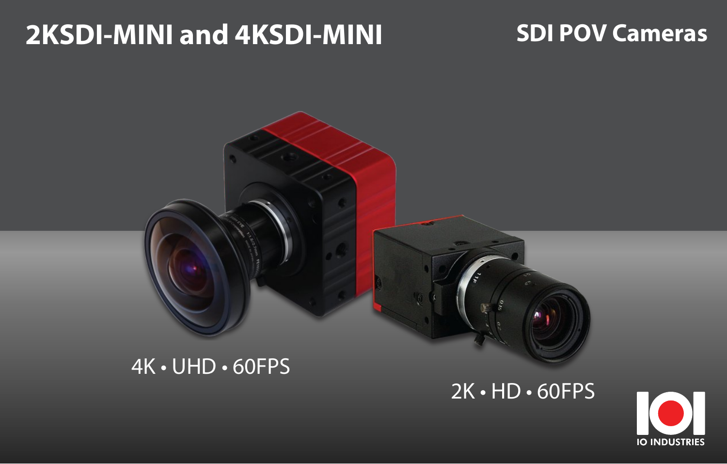# 2KSDI-MINI and 4KSDI-MINI

## SDI POV Cameras

4K • UHD • 60FPS

2K • HD • 60FPS

IO INDUSTRIES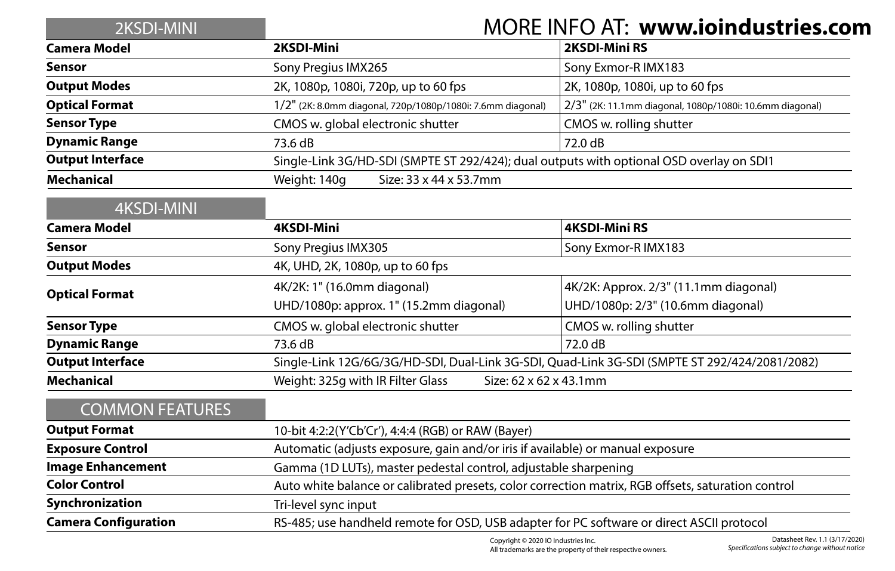## 2KSDI-MINI

MORE INFO AT: **www.ioindustries.com**

| Camera Model | 2KSDI-Mini | 2KSDI-Mini RS |
|---|---|---|
| **Sensor** | Sony Pregius IMX265 | Sony Exmor-R IMX183 |
| **Output Modes** | 2K, 1080p, 1080i, 720p, up to 60 fps | 2K, 1080p, 1080i, up to 60 fps |
| **Optical Format** | 1/2" (2K: 8.0mm diagonal, 720p/1080p/1080i: 7.6mm diagonal) | 2/3" (2K: 11.1mm diagonal, 1080p/1080i: 10.6mm diagonal) |
| **Sensor Type** | CMOS w. global electronic shutter | CMOS w. rolling shutter |
| **Dynamic Range** | 73.6 dB | 72.0 dB |
| **Output Interface** | Single-Link 3G/HD-SDI (SMPTE ST 292/424); dual outputs with optional OSD overlay on SDI1 | |
| **Mechanical** | Weight: 140g Size: 33 x 44 x 53.7mm | |

## 4KSDI-MINI

| Camera Model | 4KSDI-Mini | 4KSDI-Mini RS |
|---|---|---|
| **Sensor** | Sony Pregius IMX305 | Sony Exmor-R IMX183 |
| **Output Modes** | 4K, UHD, 2K, 1080p, up to 60 fps | |
| **Optical Format** | 4K/2K: 1" (16.0mm diagonal)<br>UHD/1080p: approx. 1" (15.2mm diagonal) | 4K/2K: Approx. 2/3" (11.1mm diagonal)<br>UHD/1080p: 2/3" (10.6mm diagonal) |
| **Sensor Type** | CMOS w. global electronic shutter | CMOS w. rolling shutter |
| **Dynamic Range** | 73.6 dB | 72.0 dB |
| **Output Interface** | Single-Link 12G/6G/3G/HD-SDI, Dual-Link 3G-SDI, Quad-Link 3G-SDI (SMPTE ST 292/424/2081/2082) | |
| **Mechanical** | Weight: 325g with IR Filter Glass Size: 62 x 62 x 43.1mm | |

## COMMON FEATURES

| | |
|---|---|
| **Output Format** | 10-bit 4:2:2(Y'Cb'Cr'), 4:4:4 (RGB) or RAW (Bayer) |
| **Exposure Control** | Automatic (adjusts exposure, gain and/or iris if available) or manual exposure |
| **Image Enhancement** | Gamma (1D LUTs), master pedestal control, adjustable sharpening |
| **Color Control** | Auto white balance or calibrated presets, color correction matrix, RGB offsets, saturation control |
| **Synchronization** | Tri-level sync input |
| **Camera Configuration** | RS-485; use handheld remote for OSD, USB adapter for PC software or direct ASCII protocol |

Copyright © 2020 IO Industries Inc.
All trademarks are the property of their respective owners.

Datasheet Rev. 1.1 (3/17/2020)
*Specifications subject to change without notice*